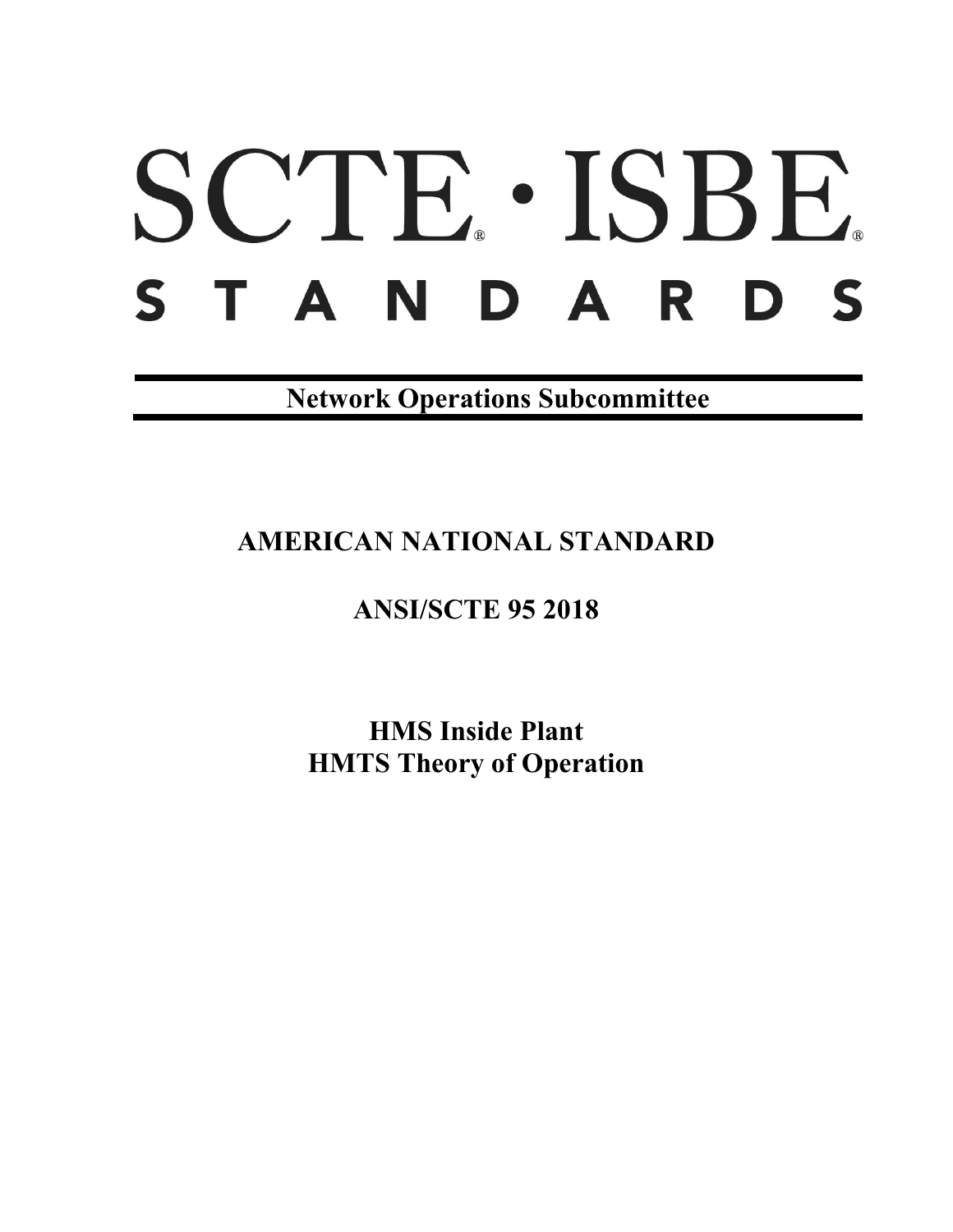# SCTE · ISBE STANDARDS

**Network Operations Subcommittee**

## AMERICAN NATIONAL STANDARD

## ANSI/SCTE 95 2018

# HMS Inside Plant
# HMTS Theory of Operation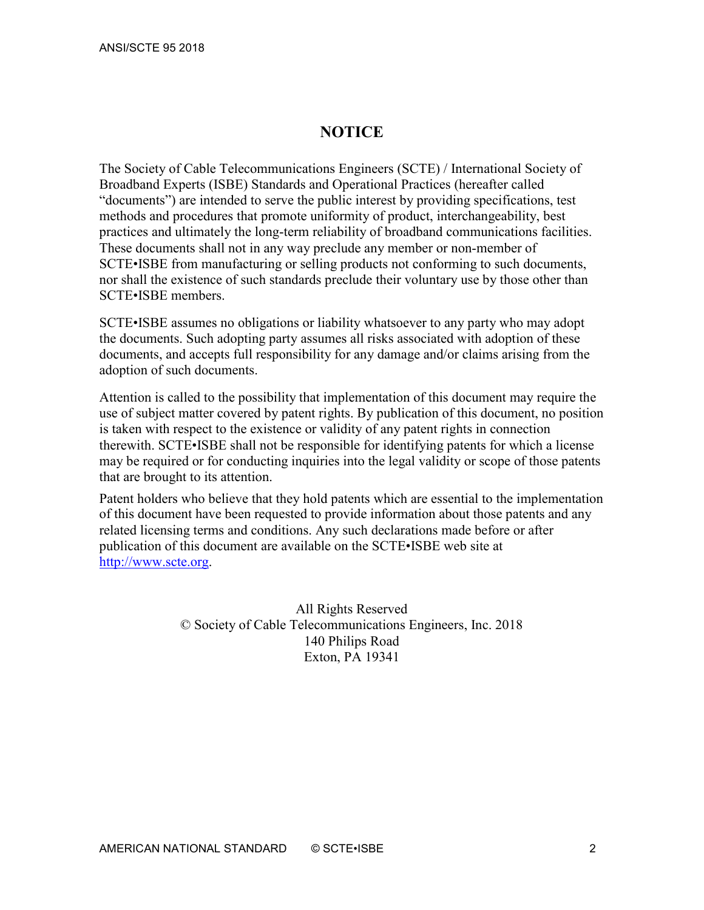# NOTICE

The Society of Cable Telecommunications Engineers (SCTE) / International Society of Broadband Experts (ISBE) Standards and Operational Practices (hereafter called "documents") are intended to serve the public interest by providing specifications, test methods and procedures that promote uniformity of product, interchangeability, best practices and ultimately the long-term reliability of broadband communications facilities. These documents shall not in any way preclude any member or non-member of SCTE•ISBE from manufacturing or selling products not conforming to such documents, nor shall the existence of such standards preclude their voluntary use by those other than SCTE•ISBE members.

SCTE•ISBE assumes no obligations or liability whatsoever to any party who may adopt the documents. Such adopting party assumes all risks associated with adoption of these documents, and accepts full responsibility for any damage and/or claims arising from the adoption of such documents.

Attention is called to the possibility that implementation of this document may require the use of subject matter covered by patent rights. By publication of this document, no position is taken with respect to the existence or validity of any patent rights in connection therewith. SCTE•ISBE shall not be responsible for identifying patents for which a license may be required or for conducting inquiries into the legal validity or scope of those patents that are brought to its attention.

Patent holders who believe that they hold patents which are essential to the implementation of this document have been requested to provide information about those patents and any related licensing terms and conditions. Any such declarations made before or after publication of this document are available on the SCTE•ISBE web site at http://www.scte.org.

All Rights Reserved
© Society of Cable Telecommunications Engineers, Inc. 2018
140 Philips Road
Exton, PA 19341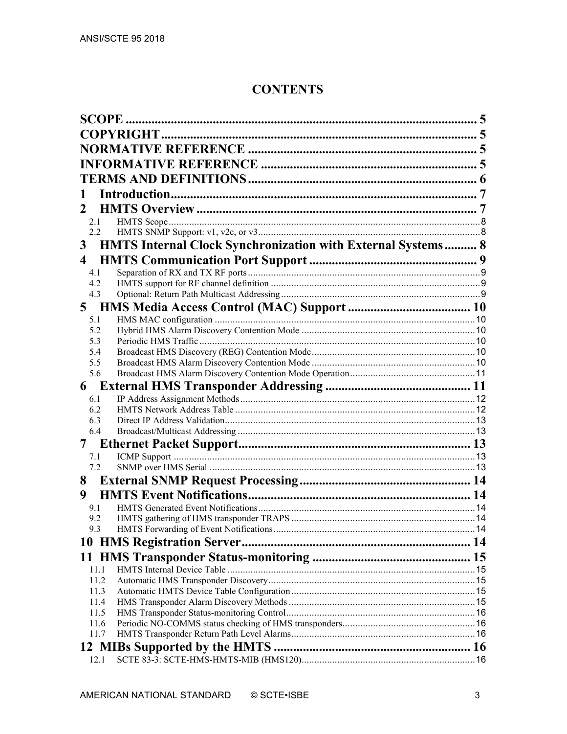# CONTENTS

| | | |
|---|---|---|
| **SCOPE** | | **5** |
| **COPYRIGHT** | | **5** |
| **NORMATIVE REFERENCE** | | **5** |
| **INFORMATIVE REFERENCE** | | **5** |
| **TERMS AND DEFINITIONS** | | **6** |
| **1** | **Introduction** | **7** |
| **2** | **HMTS Overview** | **7** |
| 2.1 | HMTS Scope | 8 |
| 2.2 | HMTS SNMP Support: v1, v2c, or v3 | 8 |
| **3** | **HMTS Internal Clock Synchronization with External Systems** | **8** |
| **4** | **HMTS Communication Port Support** | **9** |
| 4.1 | Separation of RX and TX RF ports | 9 |
| 4.2 | HMTS support for RF channel definition | 9 |
| 4.3 | Optional: Return Path Multicast Addressing | 9 |
| **5** | **HMS Media Access Control (MAC) Support** | **10** |
| 5.1 | HMS MAC configuration | 10 |
| 5.2 | Hybrid HMS Alarm Discovery Contention Mode | 10 |
| 5.3 | Periodic HMS Traffic | 10 |
| 5.4 | Broadcast HMS Discovery (REG) Contention Mode | 10 |
| 5.5 | Broadcast HMS Alarm Discovery Contention Mode | 10 |
| 5.6 | Broadcast HMS Alarm Discovery Contention Mode Operation | 11 |
| **6** | **External HMS Transponder Addressing** | **11** |
| 6.1 | IP Address Assignment Methods | 12 |
| 6.2 | HMTS Network Address Table | 12 |
| 6.3 | Direct IP Address Validation | 13 |
| 6.4 | Broadcast/Multicast Addressing | 13 |
| **7** | **Ethernet Packet Support** | **13** |
| 7.1 | ICMP Support | 13 |
| 7.2 | SNMP over HMS Serial | 13 |
| **8** | **External SNMP Request Processing** | **14** |
| **9** | **HMTS Event Notifications** | **14** |
| 9.1 | HMTS Generated Event Notifications | 14 |
| 9.2 | HMTS gathering of HMS transponder TRAPS | 14 |
| 9.3 | HMTS Forwarding of Event Notifications | 14 |
| **10** | **HMS Registration Server** | **14** |
| **11** | **HMS Transponder Status-monitoring** | **15** |
| 11.1 | HMTS Internal Device Table | 15 |
| 11.2 | Automatic HMS Transponder Discovery | 15 |
| 11.3 | Automatic HMTS Device Table Configuration | 15 |
| 11.4 | HMS Transponder Alarm Discovery Methods | 15 |
| 11.5 | HMS Transponder Status-monitoring Control | 16 |
| 11.6 | Periodic NO-COMMS status checking of HMS transponders | 16 |
| 11.7 | HMTS Transponder Return Path Level Alarms | 16 |
| **12** | **MIBs Supported by the HMTS** | **16** |
| 12.1 | SCTE 83-3: SCTE-HMS-HMTS-MIB (HMS120) | 16 |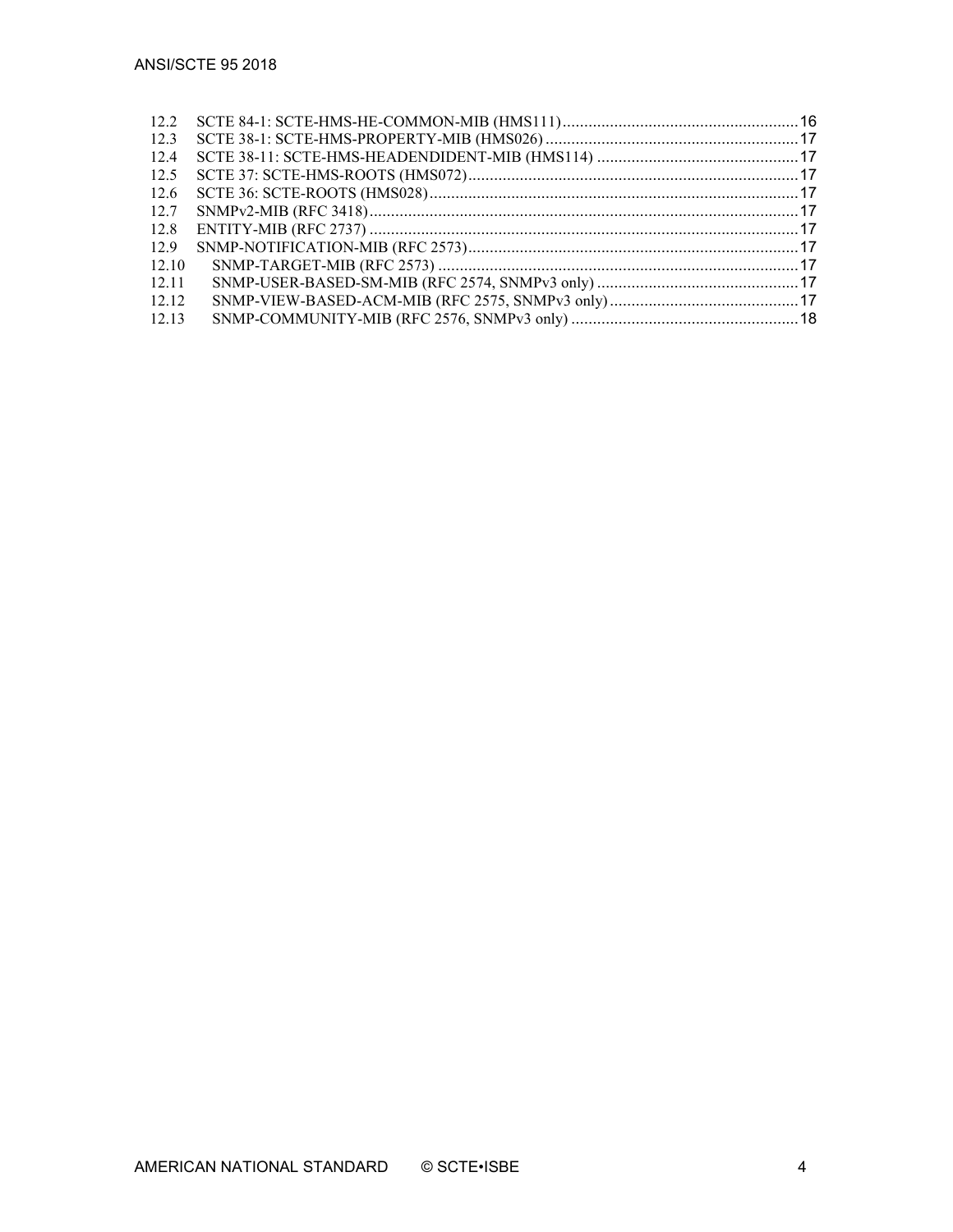12.2 SCTE 84-1: SCTE-HMS-HE-COMMON-MIB (HMS111) ... 16
12.3 SCTE 38-1: SCTE-HMS-PROPERTY-MIB (HMS026) ... 17
12.4 SCTE 38-11: SCTE-HMS-HEADENDIDENT-MIB (HMS114) ... 17
12.5 SCTE 37: SCTE-HMS-ROOTS (HMS072) ... 17
12.6 SCTE 36: SCTE-ROOTS (HMS028) ... 17
12.7 SNMPv2-MIB (RFC 3418) ... 17
12.8 ENTITY-MIB (RFC 2737) ... 17
12.9 SNMP-NOTIFICATION-MIB (RFC 2573) ... 17
12.10 SNMP-TARGET-MIB (RFC 2573) ... 17
12.11 SNMP-USER-BASED-SM-MIB (RFC 2574, SNMPv3 only) ... 17
12.12 SNMP-VIEW-BASED-ACM-MIB (RFC 2575, SNMPv3 only) ... 17
12.13 SNMP-COMMUNITY-MIB (RFC 2576, SNMPv3 only) ... 18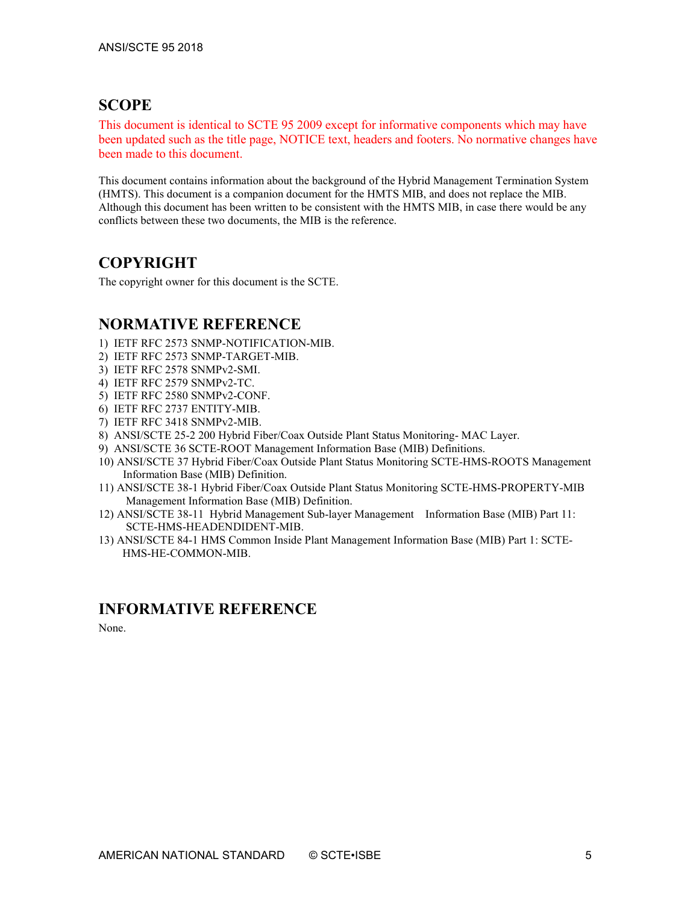## SCOPE

This document is identical to SCTE 95 2009 except for informative components which may have been updated such as the title page, NOTICE text, headers and footers. No normative changes have been made to this document.

This document contains information about the background of the Hybrid Management Termination System (HMTS). This document is a companion document for the HMTS MIB, and does not replace the MIB. Although this document has been written to be consistent with the HMTS MIB, in case there would be any conflicts between these two documents, the MIB is the reference.

## COPYRIGHT

The copyright owner for this document is the SCTE.

## NORMATIVE REFERENCE

1) IETF RFC 2573 SNMP-NOTIFICATION-MIB.
2) IETF RFC 2573 SNMP-TARGET-MIB.
3) IETF RFC 2578 SNMPv2-SMI.
4) IETF RFC 2579 SNMPv2-TC.
5) IETF RFC 2580 SNMPv2-CONF.
6) IETF RFC 2737 ENTITY-MIB.
7) IETF RFC 3418 SNMPv2-MIB.
8) ANSI/SCTE 25-2 200 Hybrid Fiber/Coax Outside Plant Status Monitoring- MAC Layer.
9) ANSI/SCTE 36 SCTE-ROOT Management Information Base (MIB) Definitions.
10) ANSI/SCTE 37 Hybrid Fiber/Coax Outside Plant Status Monitoring SCTE-HMS-ROOTS Management Information Base (MIB) Definition.
11) ANSI/SCTE 38-1 Hybrid Fiber/Coax Outside Plant Status Monitoring SCTE-HMS-PROPERTY-MIB Management Information Base (MIB) Definition.
12) ANSI/SCTE 38-11 Hybrid Management Sub-layer Management Information Base (MIB) Part 11: SCTE-HMS-HEADENDIDENT-MIB.
13) ANSI/SCTE 84-1 HMS Common Inside Plant Management Information Base (MIB) Part 1: SCTE-HMS-HE-COMMON-MIB.

## INFORMATIVE REFERENCE

None.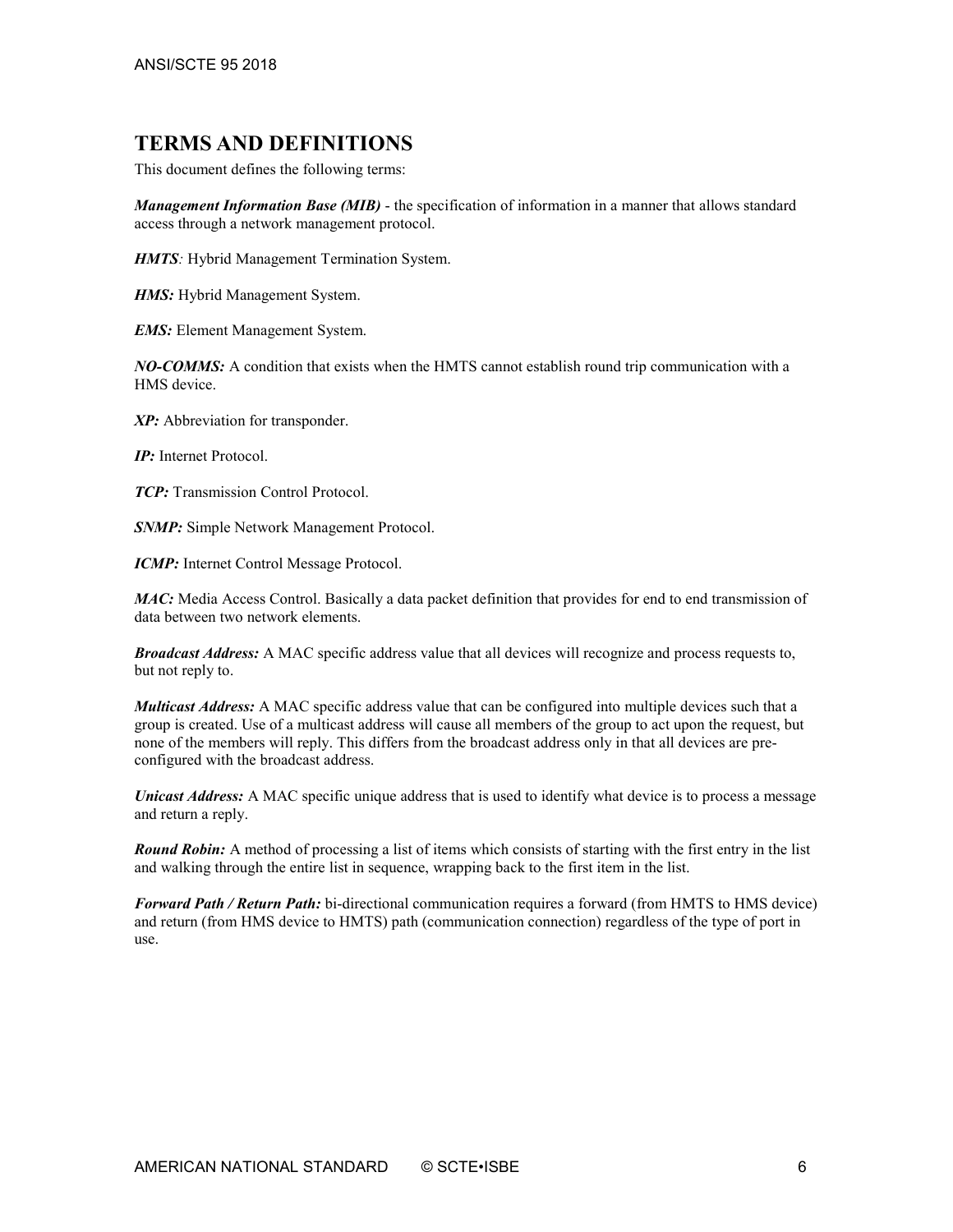# TERMS AND DEFINITIONS

This document defines the following terms:

***Management Information Base (MIB)*** - the specification of information in a manner that allows standard access through a network management protocol.

***HMTS****:* Hybrid Management Termination System.

***HMS:*** Hybrid Management System.

***EMS:*** Element Management System.

***NO-COMMS:*** A condition that exists when the HMTS cannot establish round trip communication with a HMS device.

***XP:*** Abbreviation for transponder.

***IP:*** Internet Protocol.

***TCP:*** Transmission Control Protocol.

***SNMP:*** Simple Network Management Protocol.

***ICMP:*** Internet Control Message Protocol.

***MAC:*** Media Access Control. Basically a data packet definition that provides for end to end transmission of data between two network elements.

***Broadcast Address:*** A MAC specific address value that all devices will recognize and process requests to, but not reply to.

***Multicast Address:*** A MAC specific address value that can be configured into multiple devices such that a group is created. Use of a multicast address will cause all members of the group to act upon the request, but none of the members will reply. This differs from the broadcast address only in that all devices are pre-configured with the broadcast address.

***Unicast Address:*** A MAC specific unique address that is used to identify what device is to process a message and return a reply.

***Round Robin:*** A method of processing a list of items which consists of starting with the first entry in the list and walking through the entire list in sequence, wrapping back to the first item in the list.

***Forward Path / Return Path:*** bi-directional communication requires a forward (from HMTS to HMS device) and return (from HMS device to HMTS) path (communication connection) regardless of the type of port in use.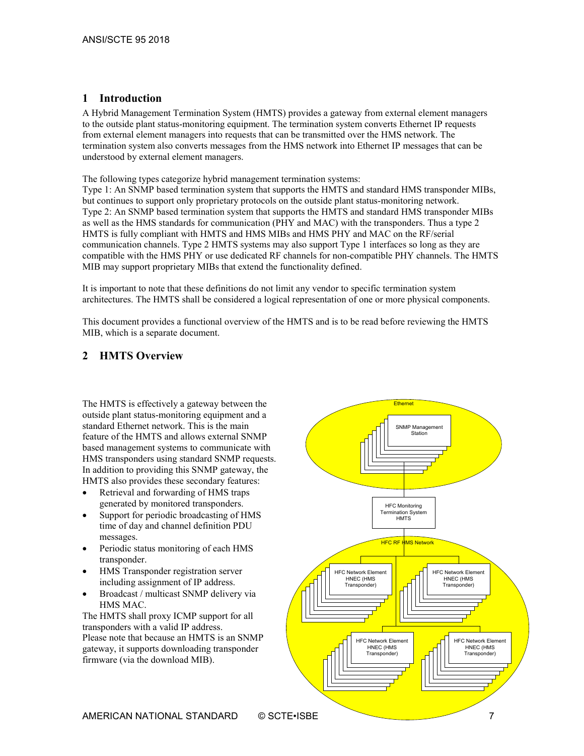# 1 Introduction

A Hybrid Management Termination System (HMTS) provides a gateway from external element managers to the outside plant status-monitoring equipment. The termination system converts Ethernet IP requests from external element managers into requests that can be transmitted over the HMS network. The termination system also converts messages from the HMS network into Ethernet IP messages that can be understood by external element managers.

The following types categorize hybrid management termination systems:
Type 1: An SNMP based termination system that supports the HMTS and standard HMS transponder MIBs, but continues to support only proprietary protocols on the outside plant status-monitoring network.
Type 2: An SNMP based termination system that supports the HMTS and standard HMS transponder MIBs as well as the HMS standards for communication (PHY and MAC) with the transponders. Thus a type 2 HMTS is fully compliant with HMTS and HMS MIBs and HMS PHY and MAC on the RF/serial communication channels. Type 2 HMTS systems may also support Type 1 interfaces so long as they are compatible with the HMS PHY or use dedicated RF channels for non-compatible PHY channels. The HMTS MIB may support proprietary MIBs that extend the functionality defined.

It is important to note that these definitions do not limit any vendor to specific termination system architectures. The HMTS shall be considered a logical representation of one or more physical components.

This document provides a functional overview of the HMTS and is to be read before reviewing the HMTS MIB, which is a separate document.

# 2 HMTS Overview

The HMTS is effectively a gateway between the outside plant status-monitoring equipment and a standard Ethernet network. This is the main feature of the HMTS and allows external SNMP based management systems to communicate with HMS transponders using standard SNMP requests. In addition to providing this SNMP gateway, the HMTS also provides these secondary features:

- Retrieval and forwarding of HMS traps generated by monitored transponders.
- Support for periodic broadcasting of HMS time of day and channel definition PDU messages.
- Periodic status monitoring of each HMS transponder.
- HMS Transponder registration server including assignment of IP address.
- Broadcast / multicast SNMP delivery via HMS MAC.

The HMTS shall proxy ICMP support for all transponders with a valid IP address.
Please note that because an HMTS is an SNMP gateway, it supports downloading transponder firmware (via the download MIB).

Ethernet

SNMP Management Station

HFC Monitoring Termination System HMTS

HFC RF HMS Network

HFC Network Element HNEC (HMS Transponder)

HFC Network Element HNEC (HMS Transponder)

HFC Network Element HNEC (HMS Transponder)

HFC Network Element HNEC (HMS Transponder)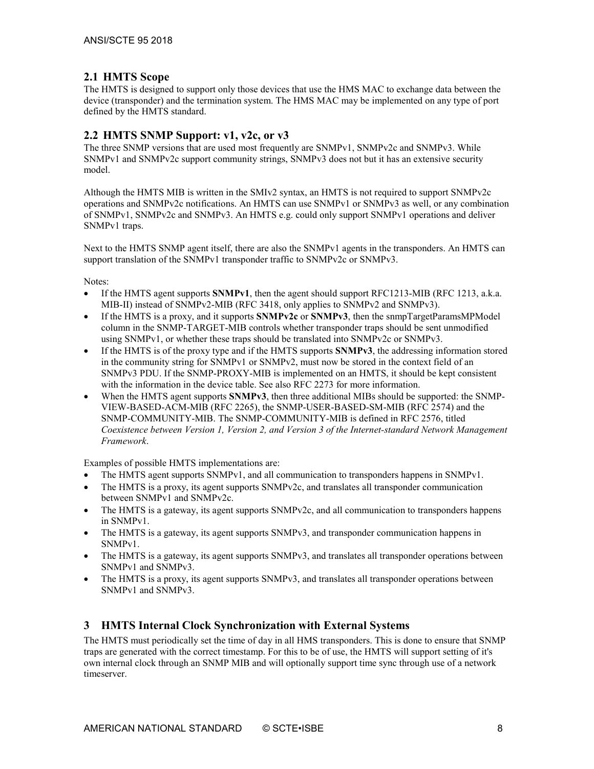## 2.1 HMTS Scope

The HMTS is designed to support only those devices that use the HMS MAC to exchange data between the device (transponder) and the termination system. The HMS MAC may be implemented on any type of port defined by the HMTS standard.

## 2.2 HMTS SNMP Support: v1, v2c, or v3

The three SNMP versions that are used most frequently are SNMPv1, SNMPv2c and SNMPv3. While SNMPv1 and SNMPv2c support community strings, SNMPv3 does not but it has an extensive security model.

Although the HMTS MIB is written in the SMIv2 syntax, an HMTS is not required to support SNMPv2c operations and SNMPv2c notifications. An HMTS can use SNMPv1 or SNMPv3 as well, or any combination of SNMPv1, SNMPv2c and SNMPv3. An HMTS e.g. could only support SNMPv1 operations and deliver SNMPv1 traps.

Next to the HMTS SNMP agent itself, there are also the SNMPv1 agents in the transponders. An HMTS can support translation of the SNMPv1 transponder traffic to SNMPv2c or SNMPv3.

Notes:

- If the HMTS agent supports **SNMPv1**, then the agent should support RFC1213-MIB (RFC 1213, a.k.a. MIB-II) instead of SNMPv2-MIB (RFC 3418, only applies to SNMPv2 and SNMPv3).
- If the HMTS is a proxy, and it supports **SNMPv2c** or **SNMPv3**, then the snmpTargetParamsMPModel column in the SNMP-TARGET-MIB controls whether transponder traps should be sent unmodified using SNMPv1, or whether these traps should be translated into SNMPv2c or SNMPv3.
- If the HMTS is of the proxy type and if the HMTS supports **SNMPv3**, the addressing information stored in the community string for SNMPv1 or SNMPv2, must now be stored in the context field of an SNMPv3 PDU. If the SNMP-PROXY-MIB is implemented on an HMTS, it should be kept consistent with the information in the device table. See also RFC 2273 for more information.
- When the HMTS agent supports **SNMPv3**, then three additional MIBs should be supported: the SNMP-VIEW-BASED-ACM-MIB (RFC 2265), the SNMP-USER-BASED-SM-MIB (RFC 2574) and the SNMP-COMMUNITY-MIB. The SNMP-COMMUNITY-MIB is defined in RFC 2576, titled *Coexistence between Version 1, Version 2, and Version 3 of the Internet-standard Network Management Framework*.

Examples of possible HMTS implementations are:

- The HMTS agent supports SNMPv1, and all communication to transponders happens in SNMPv1.
- The HMTS is a proxy, its agent supports SNMPv2c, and translates all transponder communication between SNMPv1 and SNMPv2c.
- The HMTS is a gateway, its agent supports SNMPv2c, and all communication to transponders happens in SNMPv1.
- The HMTS is a gateway, its agent supports SNMPv3, and transponder communication happens in SNMPv1.
- The HMTS is a gateway, its agent supports SNMPv3, and translates all transponder operations between SNMPv1 and SNMPv3.
- The HMTS is a proxy, its agent supports SNMPv3, and translates all transponder operations between SNMPv1 and SNMPv3.

# 3 HMTS Internal Clock Synchronization with External Systems

The HMTS must periodically set the time of day in all HMS transponders. This is done to ensure that SNMP traps are generated with the correct timestamp. For this to be of use, the HMTS will support setting of it's own internal clock through an SNMP MIB and will optionally support time sync through use of a network timeserver.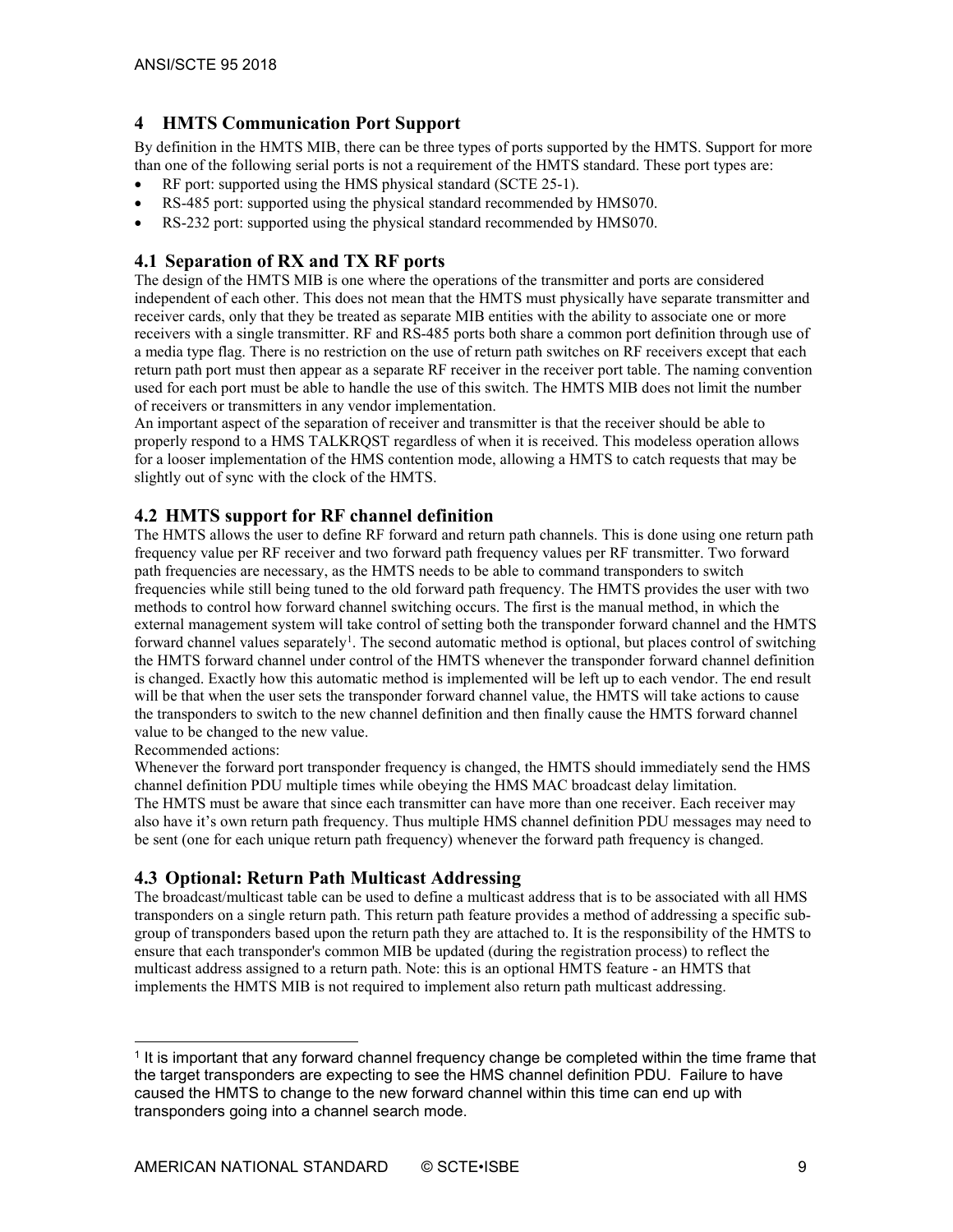## 4 HMTS Communication Port Support

By definition in the HMTS MIB, there can be three types of ports supported by the HMTS. Support for more than one of the following serial ports is not a requirement of the HMTS standard. These port types are:

- RF port: supported using the HMS physical standard (SCTE 25-1).
- RS-485 port: supported using the physical standard recommended by HMS070.
- RS-232 port: supported using the physical standard recommended by HMS070.

### 4.1 Separation of RX and TX RF ports

The design of the HMTS MIB is one where the operations of the transmitter and ports are considered independent of each other. This does not mean that the HMTS must physically have separate transmitter and receiver cards, only that they be treated as separate MIB entities with the ability to associate one or more receivers with a single transmitter. RF and RS-485 ports both share a common port definition through use of a media type flag. There is no restriction on the use of return path switches on RF receivers except that each return path port must then appear as a separate RF receiver in the receiver port table. The naming convention used for each port must be able to handle the use of this switch. The HMTS MIB does not limit the number of receivers or transmitters in any vendor implementation.

An important aspect of the separation of receiver and transmitter is that the receiver should be able to properly respond to a HMS TALKRQST regardless of when it is received. This modeless operation allows for a looser implementation of the HMS contention mode, allowing a HMTS to catch requests that may be slightly out of sync with the clock of the HMTS.

### 4.2 HMTS support for RF channel definition

The HMTS allows the user to define RF forward and return path channels. This is done using one return path frequency value per RF receiver and two forward path frequency values per RF transmitter. Two forward path frequencies are necessary, as the HMTS needs to be able to command transponders to switch frequencies while still being tuned to the old forward path frequency. The HMTS provides the user with two methods to control how forward channel switching occurs. The first is the manual method, in which the external management system will take control of setting both the transponder forward channel and the HMTS forward channel values separately[1]. The second automatic method is optional, but places control of switching the HMTS forward channel under control of the HMTS whenever the transponder forward channel definition is changed. Exactly how this automatic method is implemented will be left up to each vendor. The end result will be that when the user sets the transponder forward channel value, the HMTS will take actions to cause the transponders to switch to the new channel definition and then finally cause the HMTS forward channel value to be changed to the new value.

Recommended actions:

Whenever the forward port transponder frequency is changed, the HMTS should immediately send the HMS channel definition PDU multiple times while obeying the HMS MAC broadcast delay limitation.

The HMTS must be aware that since each transmitter can have more than one receiver. Each receiver may also have it's own return path frequency. Thus multiple HMS channel definition PDU messages may need to be sent (one for each unique return path frequency) whenever the forward path frequency is changed.

### 4.3 Optional: Return Path Multicast Addressing

The broadcast/multicast table can be used to define a multicast address that is to be associated with all HMS transponders on a single return path. This return path feature provides a method of addressing a specific sub-group of transponders based upon the return path they are attached to. It is the responsibility of the HMTS to ensure that each transponder's common MIB be updated (during the registration process) to reflect the multicast address assigned to a return path. Note: this is an optional HMTS feature - an HMTS that implements the HMTS MIB is not required to implement also return path multicast addressing.

---

[1] It is important that any forward channel frequency change be completed within the time frame that the target transponders are expecting to see the HMS channel definition PDU. Failure to have caused the HMTS to change to the new forward channel within this time can end up with transponders going into a channel search mode.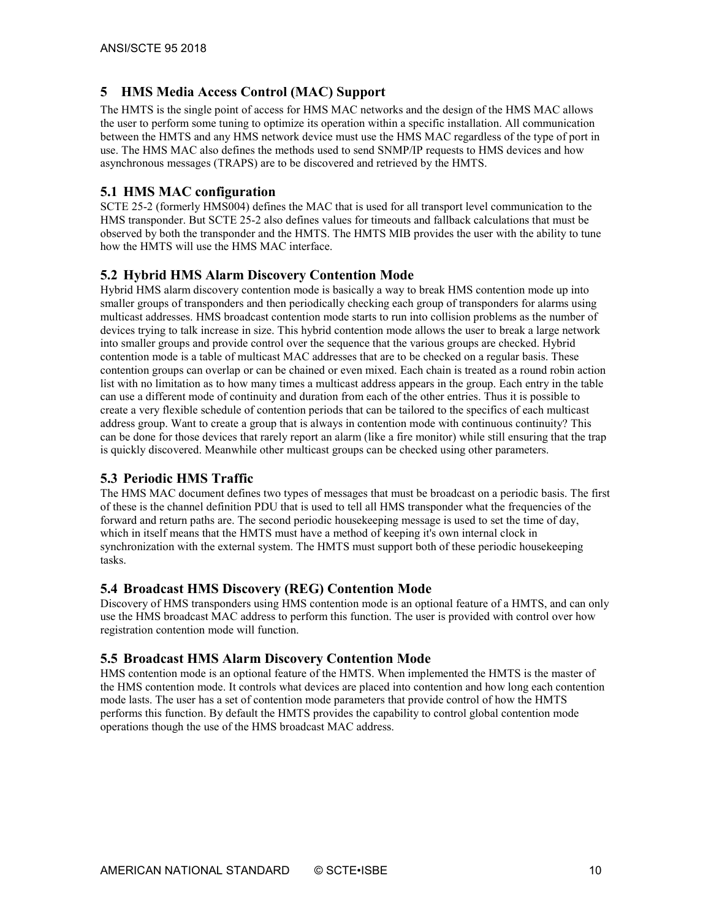## 5 HMS Media Access Control (MAC) Support

The HMTS is the single point of access for HMS MAC networks and the design of the HMS MAC allows the user to perform some tuning to optimize its operation within a specific installation. All communication between the HMTS and any HMS network device must use the HMS MAC regardless of the type of port in use. The HMS MAC also defines the methods used to send SNMP/IP requests to HMS devices and how asynchronous messages (TRAPS) are to be discovered and retrieved by the HMTS.

### 5.1 HMS MAC configuration

SCTE 25-2 (formerly HMS004) defines the MAC that is used for all transport level communication to the HMS transponder. But SCTE 25-2 also defines values for timeouts and fallback calculations that must be observed by both the transponder and the HMTS. The HMTS MIB provides the user with the ability to tune how the HMTS will use the HMS MAC interface.

### 5.2 Hybrid HMS Alarm Discovery Contention Mode

Hybrid HMS alarm discovery contention mode is basically a way to break HMS contention mode up into smaller groups of transponders and then periodically checking each group of transponders for alarms using multicast addresses. HMS broadcast contention mode starts to run into collision problems as the number of devices trying to talk increase in size. This hybrid contention mode allows the user to break a large network into smaller groups and provide control over the sequence that the various groups are checked. Hybrid contention mode is a table of multicast MAC addresses that are to be checked on a regular basis. These contention groups can overlap or can be chained or even mixed. Each chain is treated as a round robin action list with no limitation as to how many times a multicast address appears in the group. Each entry in the table can use a different mode of continuity and duration from each of the other entries. Thus it is possible to create a very flexible schedule of contention periods that can be tailored to the specifics of each multicast address group. Want to create a group that is always in contention mode with continuous continuity? This can be done for those devices that rarely report an alarm (like a fire monitor) while still ensuring that the trap is quickly discovered. Meanwhile other multicast groups can be checked using other parameters.

### 5.3 Periodic HMS Traffic

The HMS MAC document defines two types of messages that must be broadcast on a periodic basis. The first of these is the channel definition PDU that is used to tell all HMS transponder what the frequencies of the forward and return paths are. The second periodic housekeeping message is used to set the time of day, which in itself means that the HMTS must have a method of keeping it's own internal clock in synchronization with the external system. The HMTS must support both of these periodic housekeeping tasks.

### 5.4 Broadcast HMS Discovery (REG) Contention Mode

Discovery of HMS transponders using HMS contention mode is an optional feature of a HMTS, and can only use the HMS broadcast MAC address to perform this function. The user is provided with control over how registration contention mode will function.

### 5.5 Broadcast HMS Alarm Discovery Contention Mode

HMS contention mode is an optional feature of the HMTS. When implemented the HMTS is the master of the HMS contention mode. It controls what devices are placed into contention and how long each contention mode lasts. The user has a set of contention mode parameters that provide control of how the HMTS performs this function. By default the HMTS provides the capability to control global contention mode operations though the use of the HMS broadcast MAC address.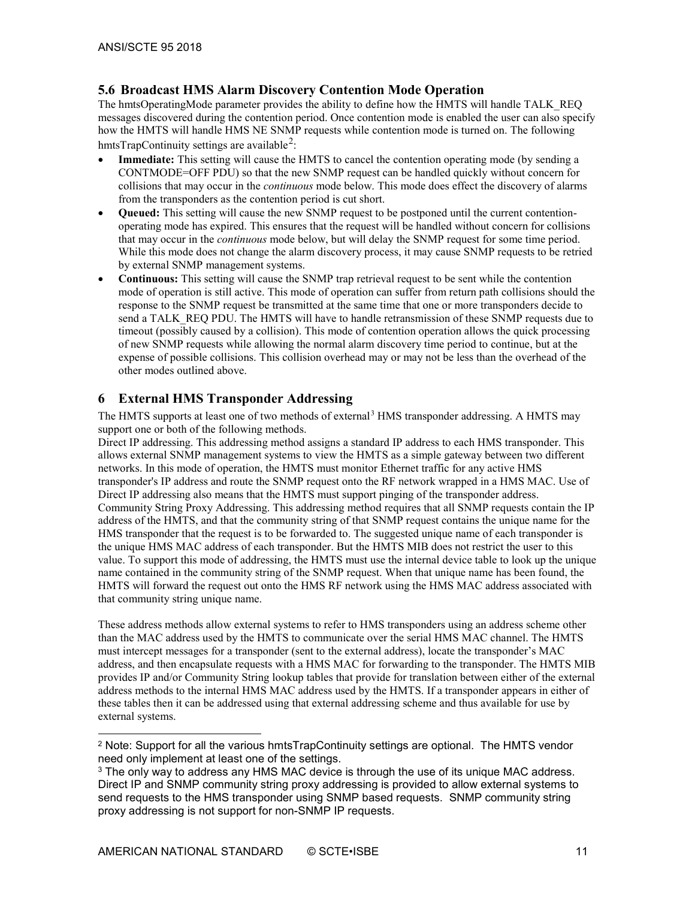## 5.6 Broadcast HMS Alarm Discovery Contention Mode Operation

The hmtsOperatingMode parameter provides the ability to define how the HMTS will handle TALK_REQ messages discovered during the contention period. Once contention mode is enabled the user can also specify how the HMTS will handle HMS NE SNMP requests while contention mode is turned on. The following hmtsTrapContinuity settings are available[2]:

- **Immediate:** This setting will cause the HMTS to cancel the contention operating mode (by sending a CONTMODE=OFF PDU) so that the new SNMP request can be handled quickly without concern for collisions that may occur in the *continuous* mode below. This mode does effect the discovery of alarms from the transponders as the contention period is cut short.
- **Queued:** This setting will cause the new SNMP request to be postponed until the current contention-operating mode has expired. This ensures that the request will be handled without concern for collisions that may occur in the *continuous* mode below, but will delay the SNMP request for some time period. While this mode does not change the alarm discovery process, it may cause SNMP requests to be retried by external SNMP management systems.
- **Continuous:** This setting will cause the SNMP trap retrieval request to be sent while the contention mode of operation is still active. This mode of operation can suffer from return path collisions should the response to the SNMP request be transmitted at the same time that one or more transponders decide to send a TALK_REQ PDU. The HMTS will have to handle retransmission of these SNMP requests due to timeout (possibly caused by a collision). This mode of contention operation allows the quick processing of new SNMP requests while allowing the normal alarm discovery time period to continue, but at the expense of possible collisions. This collision overhead may or may not be less than the overhead of the other modes outlined above.

# 6 External HMS Transponder Addressing

The HMTS supports at least one of two methods of external[3] HMS transponder addressing. A HMTS may support one or both of the following methods.

Direct IP addressing. This addressing method assigns a standard IP address to each HMS transponder. This allows external SNMP management systems to view the HMTS as a simple gateway between two different networks. In this mode of operation, the HMTS must monitor Ethernet traffic for any active HMS transponder's IP address and route the SNMP request onto the RF network wrapped in a HMS MAC. Use of Direct IP addressing also means that the HMTS must support pinging of the transponder address.

Community String Proxy Addressing. This addressing method requires that all SNMP requests contain the IP address of the HMTS, and that the community string of that SNMP request contains the unique name for the HMS transponder that the request is to be forwarded to. The suggested unique name of each transponder is the unique HMS MAC address of each transponder. But the HMTS MIB does not restrict the user to this value. To support this mode of addressing, the HMTS must use the internal device table to look up the unique name contained in the community string of the SNMP request. When that unique name has been found, the HMTS will forward the request out onto the HMS RF network using the HMS MAC address associated with that community string unique name.

These address methods allow external systems to refer to HMS transponders using an address scheme other than the MAC address used by the HMTS to communicate over the serial HMS MAC channel. The HMTS must intercept messages for a transponder (sent to the external address), locate the transponder's MAC address, and then encapsulate requests with a HMS MAC for forwarding to the transponder. The HMTS MIB provides IP and/or Community String lookup tables that provide for translation between either of the external address methods to the internal HMS MAC address used by the HMTS. If a transponder appears in either of these tables then it can be addressed using that external addressing scheme and thus available for use by external systems.

---

[2] Note: Support for all the various hmtsTrapContinuity settings are optional. The HMTS vendor need only implement at least one of the settings.

[3] The only way to address any HMS MAC device is through the use of its unique MAC address. Direct IP and SNMP community string proxy addressing is provided to allow external systems to send requests to the HMS transponder using SNMP based requests. SNMP community string proxy addressing is not support for non-SNMP IP requests.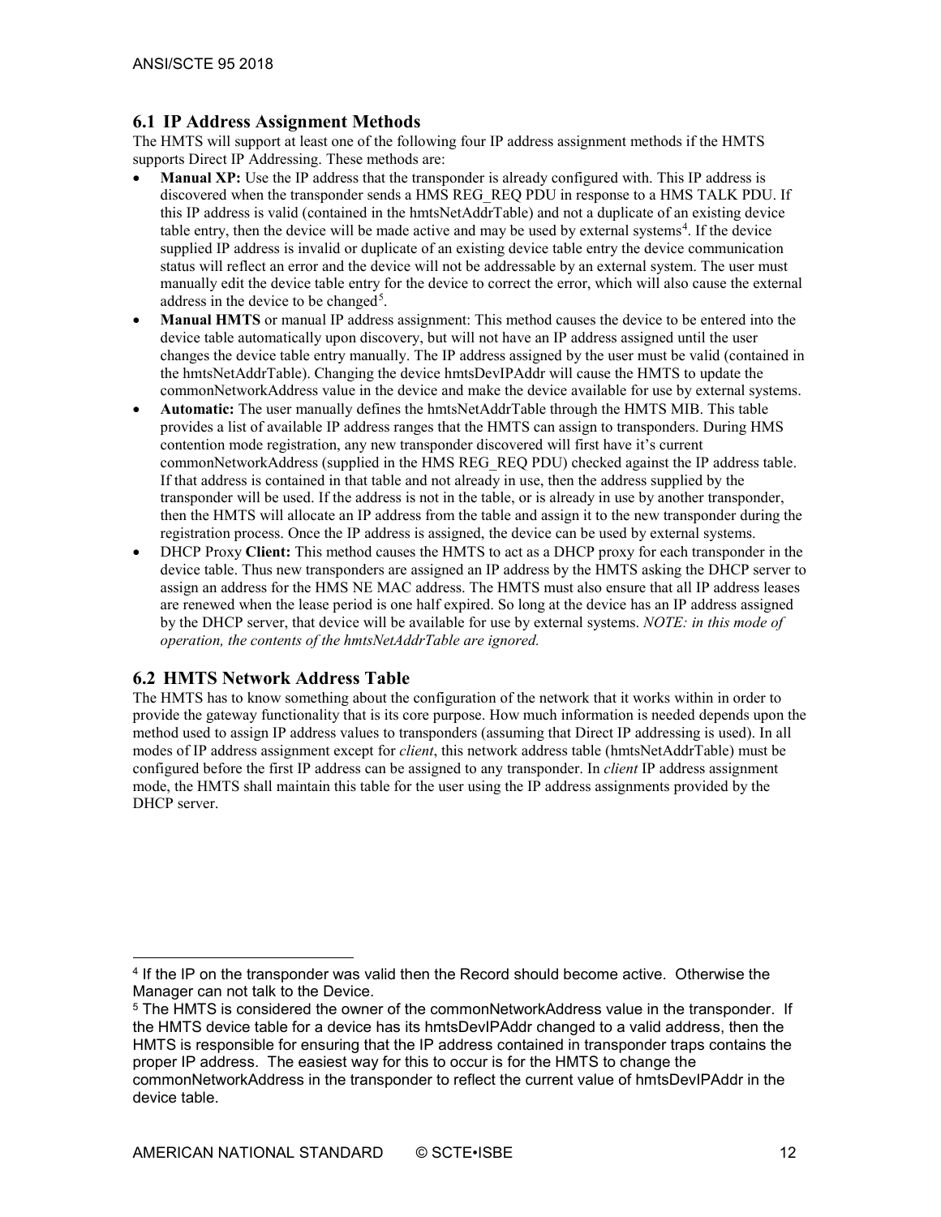## 6.1 IP Address Assignment Methods

The HMTS will support at least one of the following four IP address assignment methods if the HMTS supports Direct IP Addressing. These methods are:

- **Manual XP:** Use the IP address that the transponder is already configured with. This IP address is discovered when the transponder sends a HMS REG_REQ PDU in response to a HMS TALK PDU. If this IP address is valid (contained in the hmtsNetAddrTable) and not a duplicate of an existing device table entry, then the device will be made active and may be used by external systems[4]. If the device supplied IP address is invalid or duplicate of an existing device table entry the device communication status will reflect an error and the device will not be addressable by an external system. The user must manually edit the device table entry for the device to correct the error, which will also cause the external address in the device to be changed[5].
- **Manual HMTS** or manual IP address assignment: This method causes the device to be entered into the device table automatically upon discovery, but will not have an IP address assigned until the user changes the device table entry manually. The IP address assigned by the user must be valid (contained in the hmtsNetAddrTable). Changing the device hmtsDevIPAddr will cause the HMTS to update the commonNetworkAddress value in the device and make the device available for use by external systems.
- **Automatic:** The user manually defines the hmtsNetAddrTable through the HMTS MIB. This table provides a list of available IP address ranges that the HMTS can assign to transponders. During HMS contention mode registration, any new transponder discovered will first have it's current commonNetworkAddress (supplied in the HMS REG_REQ PDU) checked against the IP address table. If that address is contained in that table and not already in use, then the address supplied by the transponder will be used. If the address is not in the table, or is already in use by another transponder, then the HMTS will allocate an IP address from the table and assign it to the new transponder during the registration process. Once the IP address is assigned, the device can be used by external systems.
- DHCP Proxy **Client:** This method causes the HMTS to act as a DHCP proxy for each transponder in the device table. Thus new transponders are assigned an IP address by the HMTS asking the DHCP server to assign an address for the HMS NE MAC address. The HMTS must also ensure that all IP address leases are renewed when the lease period is one half expired. So long at the device has an IP address assigned by the DHCP server, that device will be available for use by external systems. *NOTE: in this mode of operation, the contents of the hmtsNetAddrTable are ignored.*

## 6.2 HMTS Network Address Table

The HMTS has to know something about the configuration of the network that it works within in order to provide the gateway functionality that is its core purpose. How much information is needed depends upon the method used to assign IP address values to transponders (assuming that Direct IP addressing is used). In all modes of IP address assignment except for *client*, this network address table (hmtsNetAddrTable) must be configured before the first IP address can be assigned to any transponder. In *client* IP address assignment mode, the HMTS shall maintain this table for the user using the IP address assignments provided by the DHCP server.

---

[4] If the IP on the transponder was valid then the Record should become active. Otherwise the Manager can not talk to the Device.

[5] The HMTS is considered the owner of the commonNetworkAddress value in the transponder. If the HMTS device table for a device has its hmtsDevIPAddr changed to a valid address, then the HMTS is responsible for ensuring that the IP address contained in transponder traps contains the proper IP address. The easiest way for this to occur is for the HMTS to change the commonNetworkAddress in the transponder to reflect the current value of hmtsDevIPAddr in the device table.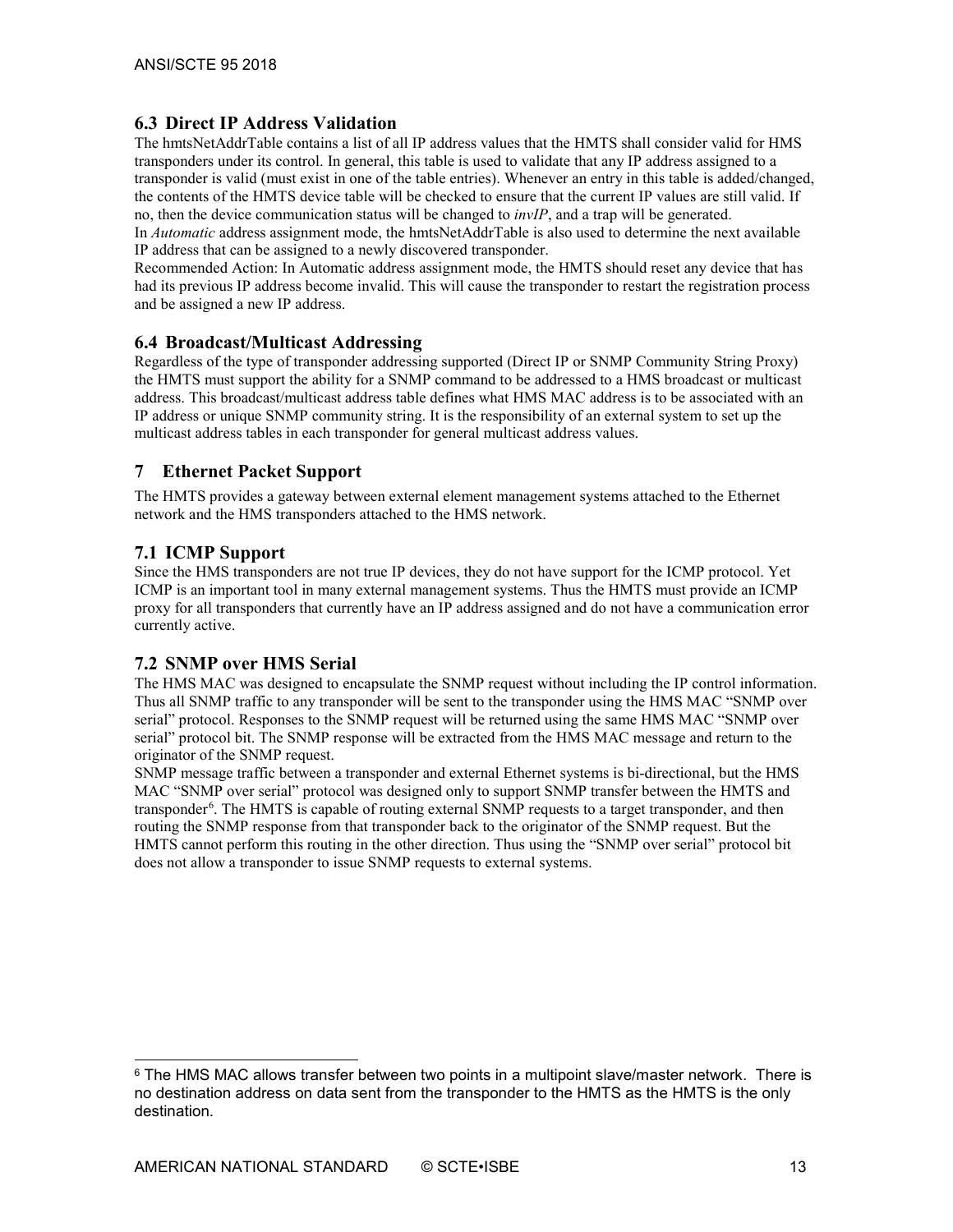### 6.3 Direct IP Address Validation

The hmtsNetAddrTable contains a list of all IP address values that the HMTS shall consider valid for HMS transponders under its control. In general, this table is used to validate that any IP address assigned to a transponder is valid (must exist in one of the table entries). Whenever an entry in this table is added/changed, the contents of the HMTS device table will be checked to ensure that the current IP values are still valid. If no, then the device communication status will be changed to *invIP*, and a trap will be generated.

In *Automatic* address assignment mode, the hmtsNetAddrTable is also used to determine the next available IP address that can be assigned to a newly discovered transponder.

Recommended Action: In Automatic address assignment mode, the HMTS should reset any device that has had its previous IP address become invalid. This will cause the transponder to restart the registration process and be assigned a new IP address.

### 6.4 Broadcast/Multicast Addressing

Regardless of the type of transponder addressing supported (Direct IP or SNMP Community String Proxy) the HMTS must support the ability for a SNMP command to be addressed to a HMS broadcast or multicast address. This broadcast/multicast address table defines what HMS MAC address is to be associated with an IP address or unique SNMP community string. It is the responsibility of an external system to set up the multicast address tables in each transponder for general multicast address values.

## 7 Ethernet Packet Support

The HMTS provides a gateway between external element management systems attached to the Ethernet network and the HMS transponders attached to the HMS network.

### 7.1 ICMP Support

Since the HMS transponders are not true IP devices, they do not have support for the ICMP protocol. Yet ICMP is an important tool in many external management systems. Thus the HMTS must provide an ICMP proxy for all transponders that currently have an IP address assigned and do not have a communication error currently active.

### 7.2 SNMP over HMS Serial

The HMS MAC was designed to encapsulate the SNMP request without including the IP control information. Thus all SNMP traffic to any transponder will be sent to the transponder using the HMS MAC "SNMP over serial" protocol. Responses to the SNMP request will be returned using the same HMS MAC "SNMP over serial" protocol bit. The SNMP response will be extracted from the HMS MAC message and return to the originator of the SNMP request.

SNMP message traffic between a transponder and external Ethernet systems is bi-directional, but the HMS MAC "SNMP over serial" protocol was designed only to support SNMP transfer between the HMTS and transponder[6]. The HMTS is capable of routing external SNMP requests to a target transponder, and then routing the SNMP response from that transponder back to the originator of the SNMP request. But the HMTS cannot perform this routing in the other direction. Thus using the "SNMP over serial" protocol bit does not allow a transponder to issue SNMP requests to external systems.

---

[6] The HMS MAC allows transfer between two points in a multipoint slave/master network. There is no destination address on data sent from the transponder to the HMTS as the HMTS is the only destination.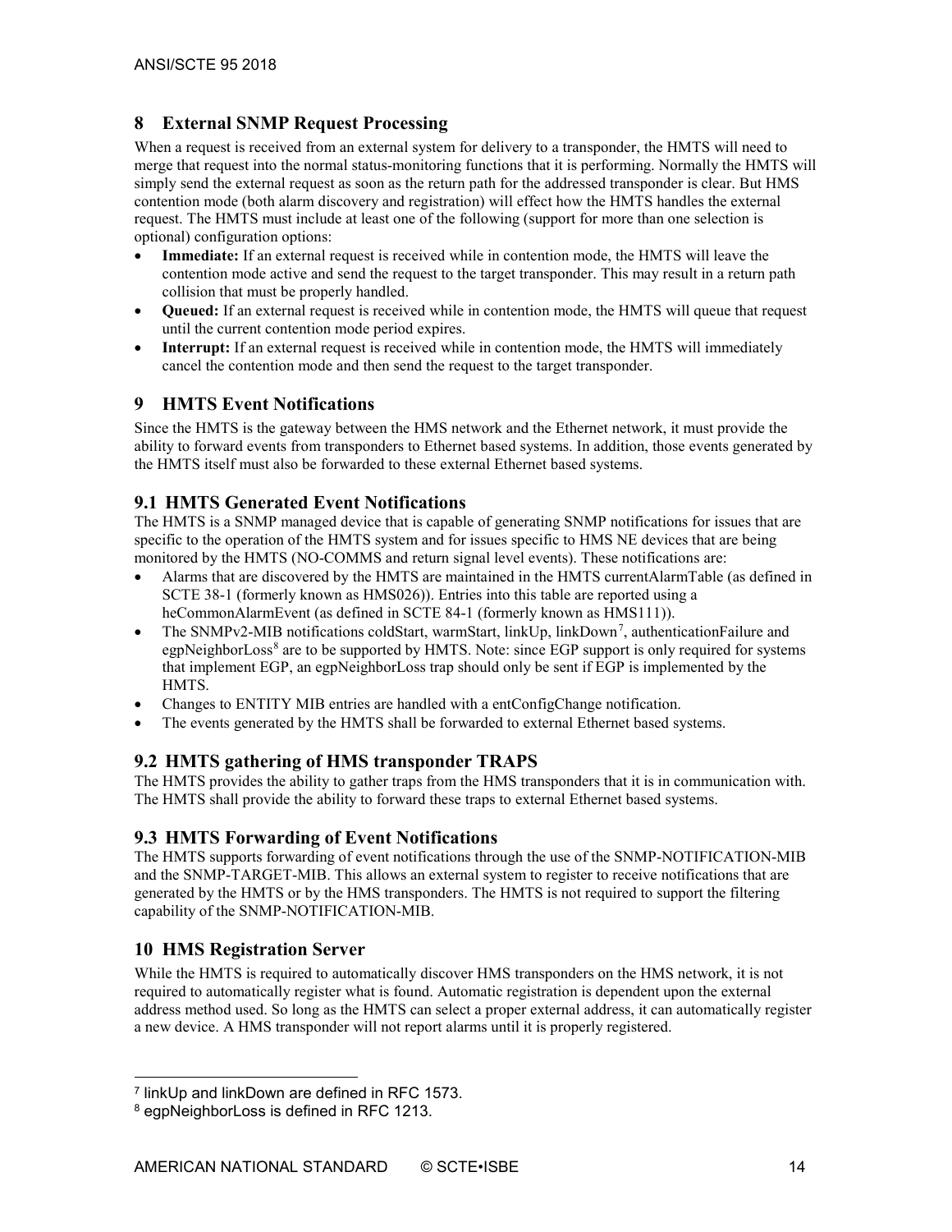## 8 External SNMP Request Processing

When a request is received from an external system for delivery to a transponder, the HMTS will need to merge that request into the normal status-monitoring functions that it is performing. Normally the HMTS will simply send the external request as soon as the return path for the addressed transponder is clear. But HMS contention mode (both alarm discovery and registration) will effect how the HMTS handles the external request. The HMTS must include at least one of the following (support for more than one selection is optional) configuration options:

- **Immediate:** If an external request is received while in contention mode, the HMTS will leave the contention mode active and send the request to the target transponder. This may result in a return path collision that must be properly handled.
- **Queued:** If an external request is received while in contention mode, the HMTS will queue that request until the current contention mode period expires.
- **Interrupt:** If an external request is received while in contention mode, the HMTS will immediately cancel the contention mode and then send the request to the target transponder.

## 9 HMTS Event Notifications

Since the HMTS is the gateway between the HMS network and the Ethernet network, it must provide the ability to forward events from transponders to Ethernet based systems. In addition, those events generated by the HMTS itself must also be forwarded to these external Ethernet based systems.

### 9.1 HMTS Generated Event Notifications

The HMTS is a SNMP managed device that is capable of generating SNMP notifications for issues that are specific to the operation of the HMTS system and for issues specific to HMS NE devices that are being monitored by the HMTS (NO-COMMS and return signal level events). These notifications are:

- Alarms that are discovered by the HMTS are maintained in the HMTS currentAlarmTable (as defined in SCTE 38-1 (formerly known as HMS026)). Entries into this table are reported using a heCommonAlarmEvent (as defined in SCTE 84-1 (formerly known as HMS111)).
- The SNMPv2-MIB notifications coldStart, warmStart, linkUp, linkDown[7], authenticationFailure and egpNeighborLoss[8] are to be supported by HMTS. Note: since EGP support is only required for systems that implement EGP, an egpNeighborLoss trap should only be sent if EGP is implemented by the HMTS.
- Changes to ENTITY MIB entries are handled with a entConfigChange notification.
- The events generated by the HMTS shall be forwarded to external Ethernet based systems.

### 9.2 HMTS gathering of HMS transponder TRAPS

The HMTS provides the ability to gather traps from the HMS transponders that it is in communication with. The HMTS shall provide the ability to forward these traps to external Ethernet based systems.

### 9.3 HMTS Forwarding of Event Notifications

The HMTS supports forwarding of event notifications through the use of the SNMP-NOTIFICATION-MIB and the SNMP-TARGET-MIB. This allows an external system to register to receive notifications that are generated by the HMTS or by the HMS transponders. The HMTS is not required to support the filtering capability of the SNMP-NOTIFICATION-MIB.

## 10 HMS Registration Server

While the HMTS is required to automatically discover HMS transponders on the HMS network, it is not required to automatically register what is found. Automatic registration is dependent upon the external address method used. So long as the HMTS can select a proper external address, it can automatically register a new device. A HMS transponder will not report alarms until it is properly registered.

---

[7] linkUp and linkDown are defined in RFC 1573.

[8] egpNeighborLoss is defined in RFC 1213.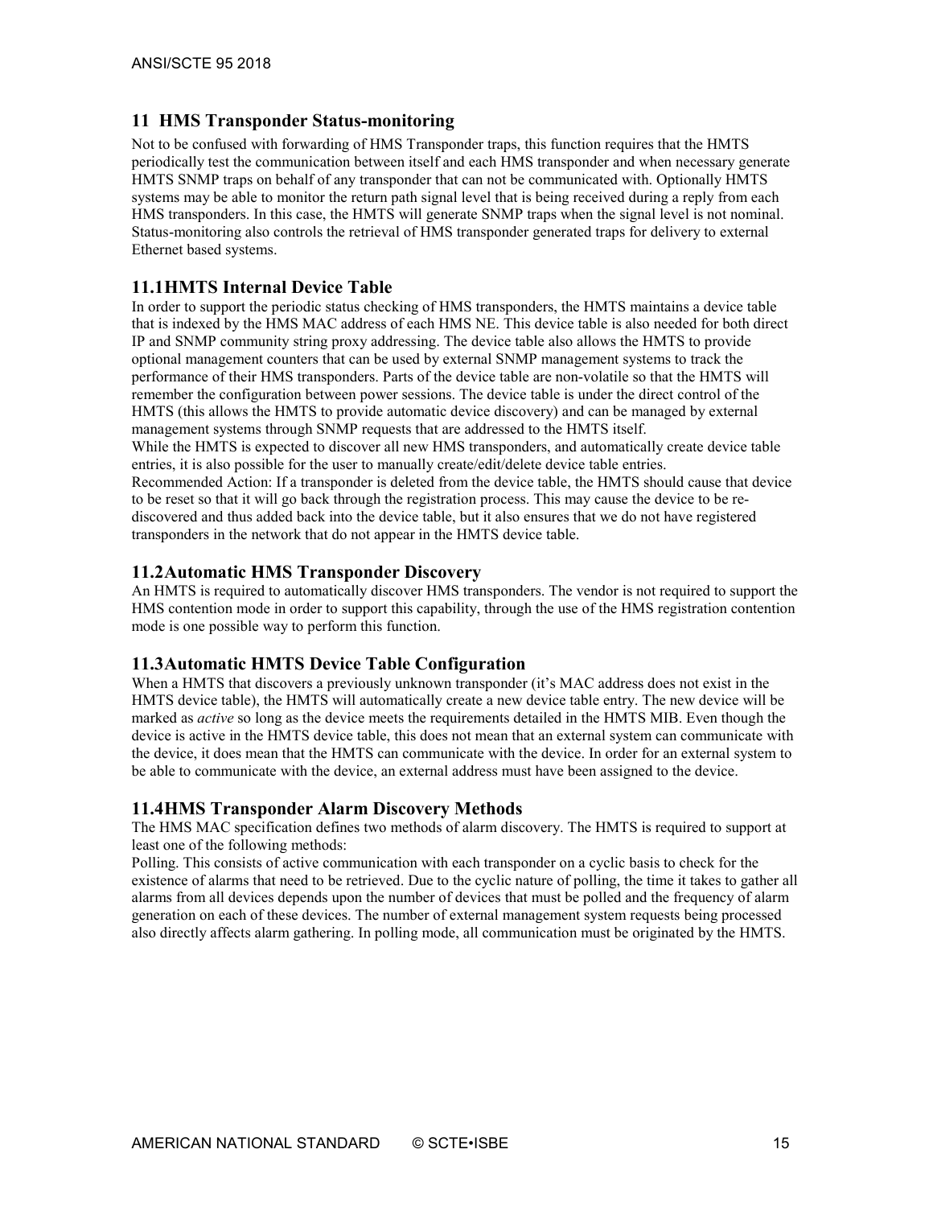## 11 HMS Transponder Status-monitoring

Not to be confused with forwarding of HMS Transponder traps, this function requires that the HMTS periodically test the communication between itself and each HMS transponder and when necessary generate HMTS SNMP traps on behalf of any transponder that can not be communicated with. Optionally HMTS systems may be able to monitor the return path signal level that is being received during a reply from each HMS transponders. In this case, the HMTS will generate SNMP traps when the signal level is not nominal. Status-monitoring also controls the retrieval of HMS transponder generated traps for delivery to external Ethernet based systems.

### 11.1 HMTS Internal Device Table

In order to support the periodic status checking of HMS transponders, the HMTS maintains a device table that is indexed by the HMS MAC address of each HMS NE. This device table is also needed for both direct IP and SNMP community string proxy addressing. The device table also allows the HMTS to provide optional management counters that can be used by external SNMP management systems to track the performance of their HMS transponders. Parts of the device table are non-volatile so that the HMTS will remember the configuration between power sessions. The device table is under the direct control of the HMTS (this allows the HMTS to provide automatic device discovery) and can be managed by external management systems through SNMP requests that are addressed to the HMTS itself.

While the HMTS is expected to discover all new HMS transponders, and automatically create device table entries, it is also possible for the user to manually create/edit/delete device table entries.

Recommended Action: If a transponder is deleted from the device table, the HMTS should cause that device to be reset so that it will go back through the registration process. This may cause the device to be re-discovered and thus added back into the device table, but it also ensures that we do not have registered transponders in the network that do not appear in the HMTS device table.

### 11.2 Automatic HMS Transponder Discovery

An HMTS is required to automatically discover HMS transponders. The vendor is not required to support the HMS contention mode in order to support this capability, through the use of the HMS registration contention mode is one possible way to perform this function.

### 11.3 Automatic HMTS Device Table Configuration

When a HMTS that discovers a previously unknown transponder (it's MAC address does not exist in the HMTS device table), the HMTS will automatically create a new device table entry. The new device will be marked as *active* so long as the device meets the requirements detailed in the HMTS MIB. Even though the device is active in the HMTS device table, this does not mean that an external system can communicate with the device, it does mean that the HMTS can communicate with the device. In order for an external system to be able to communicate with the device, an external address must have been assigned to the device.

### 11.4 HMS Transponder Alarm Discovery Methods

The HMS MAC specification defines two methods of alarm discovery. The HMTS is required to support at least one of the following methods:

Polling. This consists of active communication with each transponder on a cyclic basis to check for the existence of alarms that need to be retrieved. Due to the cyclic nature of polling, the time it takes to gather all alarms from all devices depends upon the number of devices that must be polled and the frequency of alarm generation on each of these devices. The number of external management system requests being processed also directly affects alarm gathering. In polling mode, all communication must be originated by the HMTS.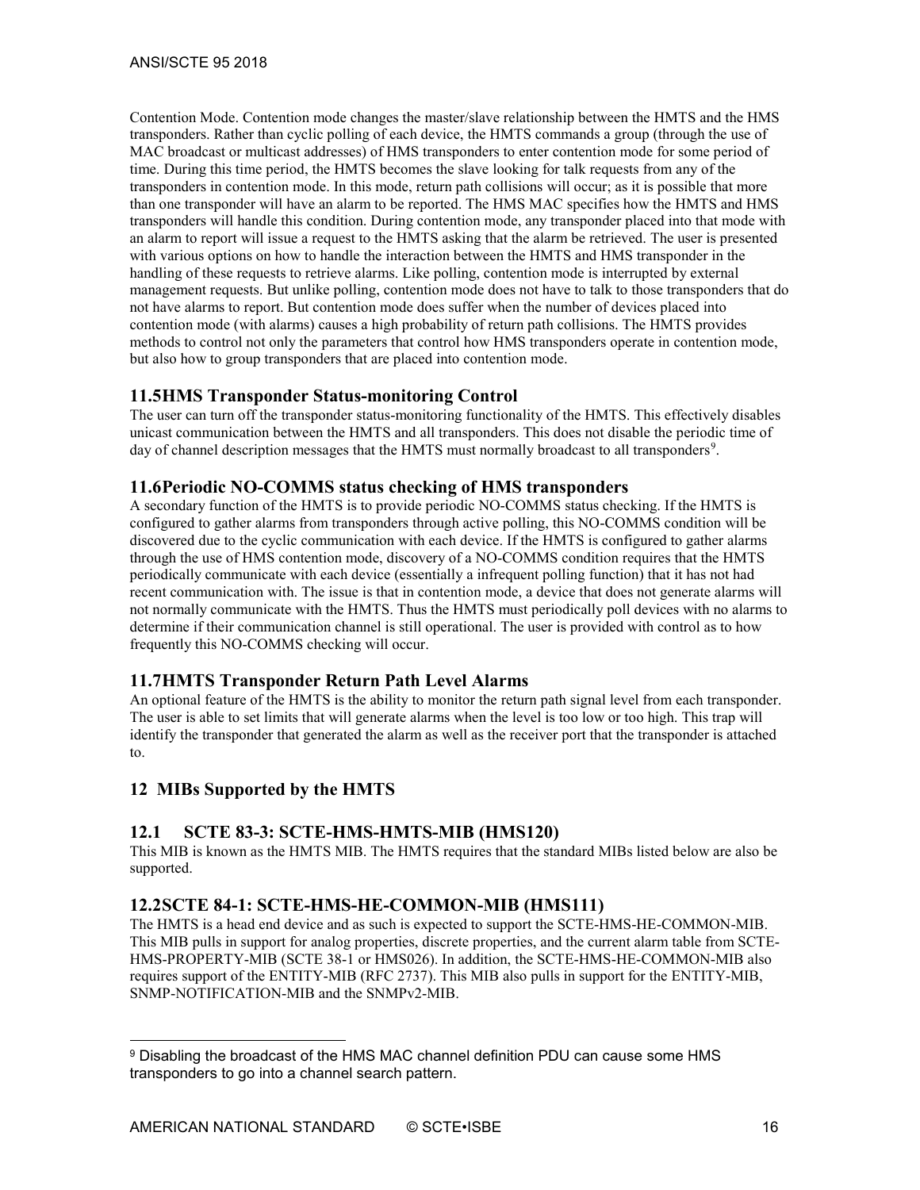Contention Mode. Contention mode changes the master/slave relationship between the HMTS and the HMS transponders. Rather than cyclic polling of each device, the HMTS commands a group (through the use of MAC broadcast or multicast addresses) of HMS transponders to enter contention mode for some period of time. During this time period, the HMTS becomes the slave looking for talk requests from any of the transponders in contention mode. In this mode, return path collisions will occur; as it is possible that more than one transponder will have an alarm to be reported. The HMS MAC specifies how the HMTS and HMS transponders will handle this condition. During contention mode, any transponder placed into that mode with an alarm to report will issue a request to the HMTS asking that the alarm be retrieved. The user is presented with various options on how to handle the interaction between the HMTS and HMS transponder in the handling of these requests to retrieve alarms. Like polling, contention mode is interrupted by external management requests. But unlike polling, contention mode does not have to talk to those transponders that do not have alarms to report. But contention mode does suffer when the number of devices placed into contention mode (with alarms) causes a high probability of return path collisions. The HMTS provides methods to control not only the parameters that control how HMS transponders operate in contention mode, but also how to group transponders that are placed into contention mode.

### 11.5 HMS Transponder Status-monitoring Control

The user can turn off the transponder status-monitoring functionality of the HMTS. This effectively disables unicast communication between the HMTS and all transponders. This does not disable the periodic time of day of channel description messages that the HMTS must normally broadcast to all transponders[9].

### 11.6 Periodic NO-COMMS status checking of HMS transponders

A secondary function of the HMTS is to provide periodic NO-COMMS status checking. If the HMTS is configured to gather alarms from transponders through active polling, this NO-COMMS condition will be discovered due to the cyclic communication with each device. If the HMTS is configured to gather alarms through the use of HMS contention mode, discovery of a NO-COMMS condition requires that the HMTS periodically communicate with each device (essentially a infrequent polling function) that it has not had recent communication with. The issue is that in contention mode, a device that does not generate alarms will not normally communicate with the HMTS. Thus the HMTS must periodically poll devices with no alarms to determine if their communication channel is still operational. The user is provided with control as to how frequently this NO-COMMS checking will occur.

### 11.7 HMTS Transponder Return Path Level Alarms

An optional feature of the HMTS is the ability to monitor the return path signal level from each transponder. The user is able to set limits that will generate alarms when the level is too low or too high. This trap will identify the transponder that generated the alarm as well as the receiver port that the transponder is attached to.

## 12 MIBs Supported by the HMTS

### 12.1 SCTE 83-3: SCTE-HMS-HMTS-MIB (HMS120)

This MIB is known as the HMTS MIB. The HMTS requires that the standard MIBs listed below are also be supported.

### 12.2 SCTE 84-1: SCTE-HMS-HE-COMMON-MIB (HMS111)

The HMTS is a head end device and as such is expected to support the SCTE-HMS-HE-COMMON-MIB. This MIB pulls in support for analog properties, discrete properties, and the current alarm table from SCTE-HMS-PROPERTY-MIB (SCTE 38-1 or HMS026). In addition, the SCTE-HMS-HE-COMMON-MIB also requires support of the ENTITY-MIB (RFC 2737). This MIB also pulls in support for the ENTITY-MIB, SNMP-NOTIFICATION-MIB and the SNMPv2-MIB.

---

[9] Disabling the broadcast of the HMS MAC channel definition PDU can cause some HMS transponders to go into a channel search pattern.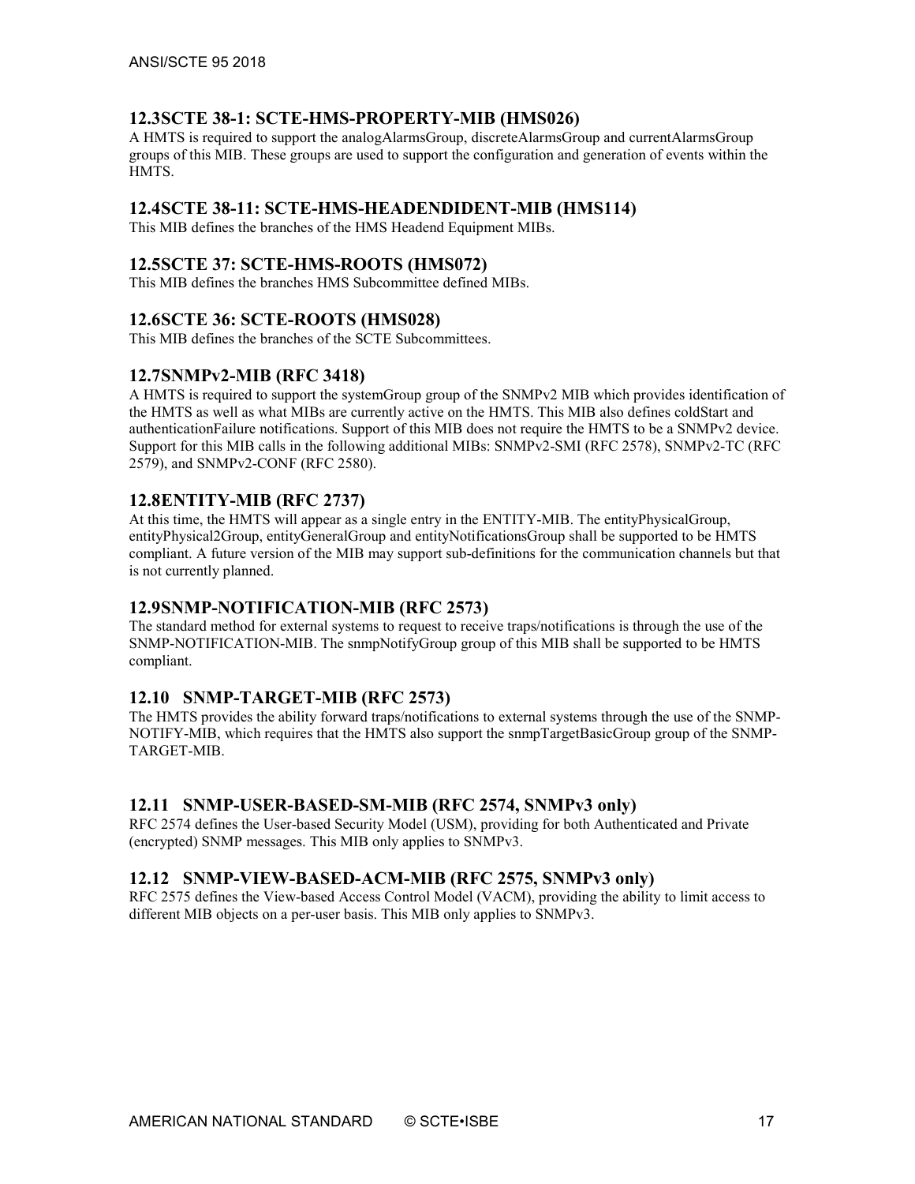## 12.3 SCTE 38-1: SCTE-HMS-PROPERTY-MIB (HMS026)

A HMTS is required to support the analogAlarmsGroup, discreteAlarmsGroup and currentAlarmsGroup groups of this MIB. These groups are used to support the configuration and generation of events within the HMTS.

## 12.4 SCTE 38-11: SCTE-HMS-HEADENDIDENT-MIB (HMS114)

This MIB defines the branches of the HMS Headend Equipment MIBs.

## 12.5 SCTE 37: SCTE-HMS-ROOTS (HMS072)

This MIB defines the branches HMS Subcommittee defined MIBs.

## 12.6 SCTE 36: SCTE-ROOTS (HMS028)

This MIB defines the branches of the SCTE Subcommittees.

## 12.7 SNMPv2-MIB (RFC 3418)

A HMTS is required to support the systemGroup group of the SNMPv2 MIB which provides identification of the HMTS as well as what MIBs are currently active on the HMTS. This MIB also defines coldStart and authenticationFailure notifications. Support of this MIB does not require the HMTS to be a SNMPv2 device. Support for this MIB calls in the following additional MIBs: SNMPv2-SMI (RFC 2578), SNMPv2-TC (RFC 2579), and SNMPv2-CONF (RFC 2580).

## 12.8 ENTITY-MIB (RFC 2737)

At this time, the HMTS will appear as a single entry in the ENTITY-MIB. The entityPhysicalGroup, entityPhysical2Group, entityGeneralGroup and entityNotificationsGroup shall be supported to be HMTS compliant. A future version of the MIB may support sub-definitions for the communication channels but that is not currently planned.

## 12.9 SNMP-NOTIFICATION-MIB (RFC 2573)

The standard method for external systems to request to receive traps/notifications is through the use of the SNMP-NOTIFICATION-MIB. The snmpNotifyGroup group of this MIB shall be supported to be HMTS compliant.

## 12.10 SNMP-TARGET-MIB (RFC 2573)

The HMTS provides the ability forward traps/notifications to external systems through the use of the SNMP-NOTIFY-MIB, which requires that the HMTS also support the snmpTargetBasicGroup group of the SNMP-TARGET-MIB.

## 12.11 SNMP-USER-BASED-SM-MIB (RFC 2574, SNMPv3 only)

RFC 2574 defines the User-based Security Model (USM), providing for both Authenticated and Private (encrypted) SNMP messages. This MIB only applies to SNMPv3.

## 12.12 SNMP-VIEW-BASED-ACM-MIB (RFC 2575, SNMPv3 only)

RFC 2575 defines the View-based Access Control Model (VACM), providing the ability to limit access to different MIB objects on a per-user basis. This MIB only applies to SNMPv3.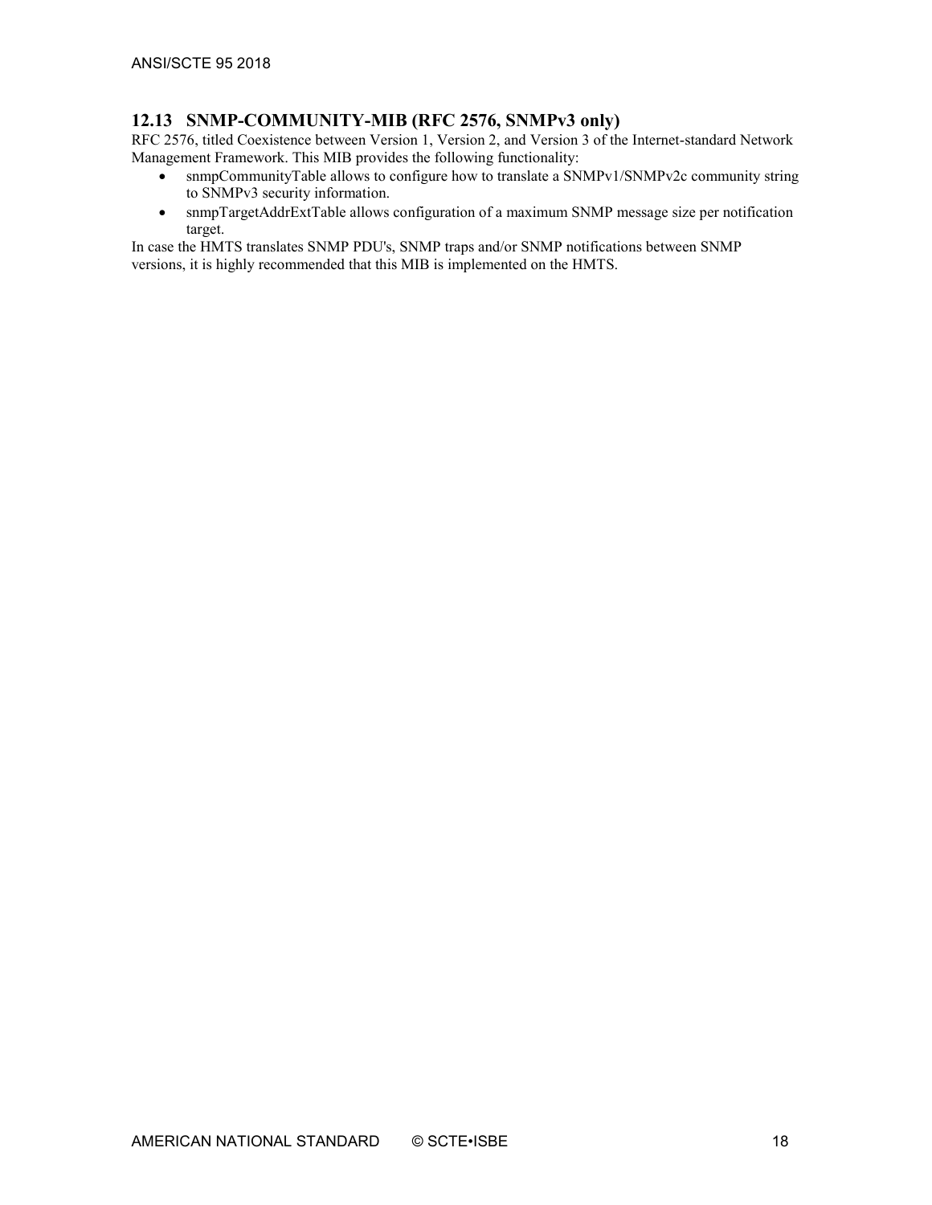## 12.13 SNMP-COMMUNITY-MIB (RFC 2576, SNMPv3 only)

RFC 2576, titled Coexistence between Version 1, Version 2, and Version 3 of the Internet-standard Network Management Framework. This MIB provides the following functionality:

- snmpCommunityTable allows to configure how to translate a SNMPv1/SNMPv2c community string to SNMPv3 security information.
- snmpTargetAddrExtTable allows configuration of a maximum SNMP message size per notification target.

In case the HMTS translates SNMP PDU's, SNMP traps and/or SNMP notifications between SNMP versions, it is highly recommended that this MIB is implemented on the HMTS.